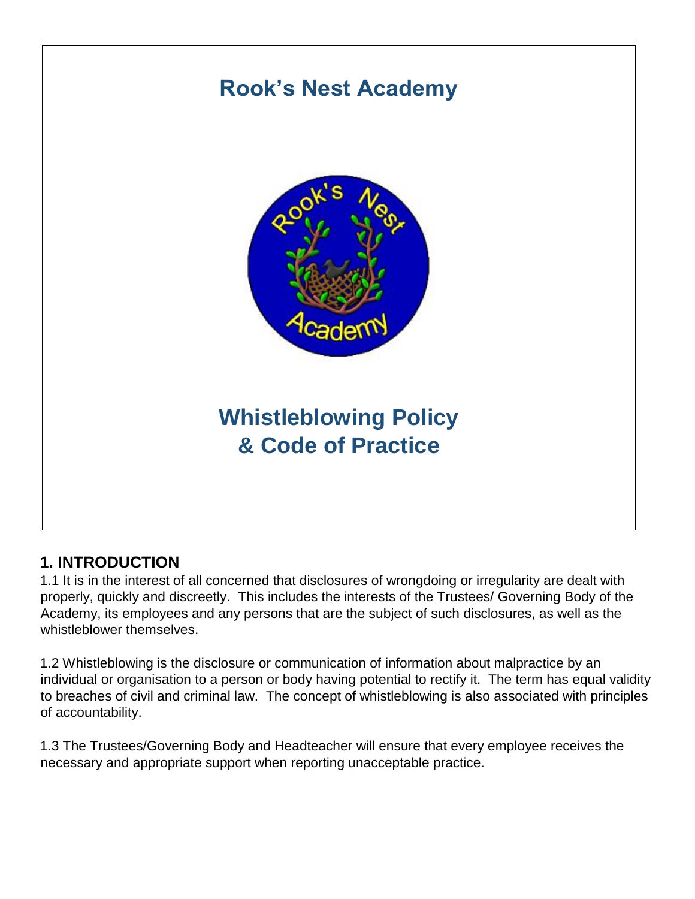# Rook's Nest Academy

# Whistleblowing Policy & Code of Practice

## 1. INTRODUCTION

1.1 It is in the interest of all concerned that disclosures of wrongdoing or irregularity are dealt with properly, quickly and discreetly. This includes the interests of the Trustees/ Governing Body of the Academy, its employees and any persons that are the subject of such disclosures, as well as the whistleblower themselves.

1.2 Whistleblowing is the disclosure or communication of information about malpractice by an individual or organisation to a person or body having potential to rectify it. The term has equal validity to breaches of civil and criminal law. The concept of whistleblowing is also associated with principles of accountability.

1.3 The Trustees/Governing Body and Headteacher will ensure that every employee receives the necessary and appropriate support when reporting unacceptable practice.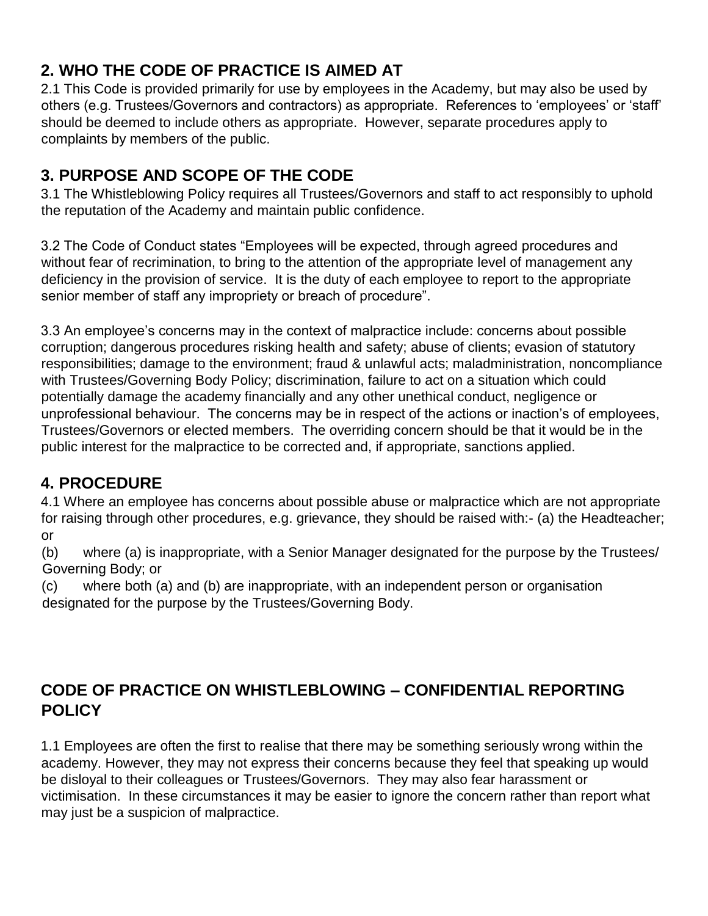## 2. WHO THE CODE OF PRACTICE IS AIMED AT

2.1 This Code is provided primarily for use by employees in the Academy, but may also be used by others (e.g. Trustees/Governors and contractors) as appropriate. References to 'employees' or 'staff' should be deemed to include others as appropriate. However, separate procedures apply to complaints by members of the public.

## 3. PURPOSE AND SCOPE OF THE CODE

3.1 The Whistleblowing Policy requires all Trustees/Governors and staff to act responsibly to uphold the reputation of the Academy and maintain public confidence.

3.2 The Code of Conduct states "Employees will be expected, through agreed procedures and without fear of recrimination, to bring to the attention of the appropriate level of management any deficiency in the provision of service. It is the duty of each employee to report to the appropriate senior member of staff any impropriety or breach of procedure".

3.3 An employee's concerns may in the context of malpractice include: concerns about possible corruption; dangerous procedures risking health and safety; abuse of clients; evasion of statutory responsibilities; damage to the environment; fraud & unlawful acts; maladministration, noncompliance with Trustees/Governing Body Policy; discrimination, failure to act on a situation which could potentially damage the academy financially and any other unethical conduct, negligence or unprofessional behaviour. The concerns may be in respect of the actions or inaction's of employees, Trustees/Governors or elected members. The overriding concern should be that it would be in the public interest for the malpractice to be corrected and, if appropriate, sanctions applied.

## 4. PROCEDURE

4.1 Where an employee has concerns about possible abuse or malpractice which are not appropriate for raising through other procedures, e.g. grievance, they should be raised with:- (a) the Headteacher; or

(b) where (a) is inappropriate, with a Senior Manager designated for the purpose by the Trustees/ Governing Body; or

(c) where both (a) and (b) are inappropriate, with an independent person or organisation designated for the purpose by the Trustees/Governing Body.

## CODE OF PRACTICE ON WHISTLEBLOWING – CONFIDENTIAL REPORTING POLICY

1.1 Employees are often the first to realise that there may be something seriously wrong within the academy. However, they may not express their concerns because they feel that speaking up would be disloyal to their colleagues or Trustees/Governors. They may also fear harassment or victimisation. In these circumstances it may be easier to ignore the concern rather than report what may just be a suspicion of malpractice.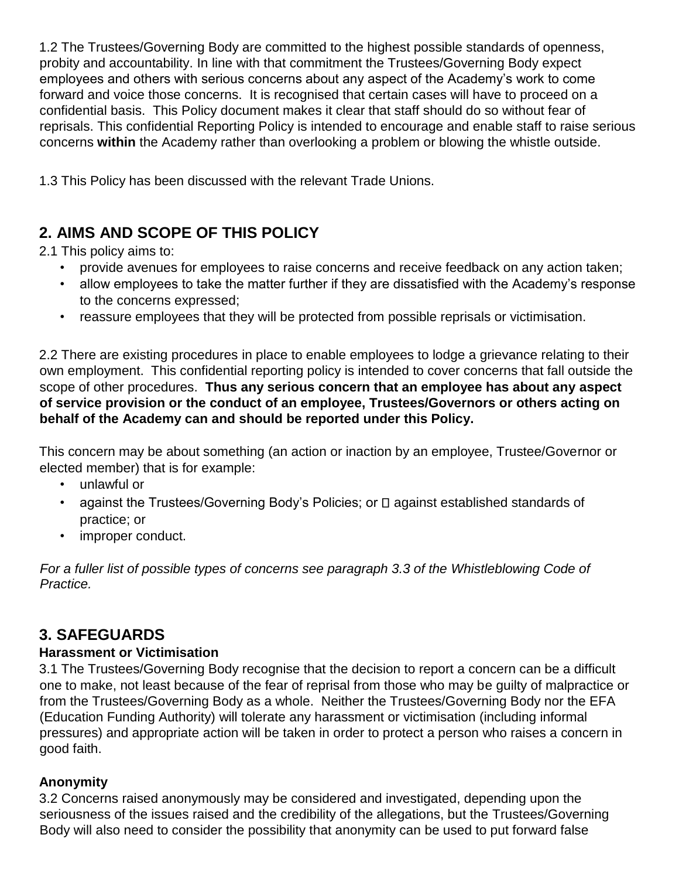1.2 The Trustees/Governing Body are committed to the highest possible standards of openness, probity and accountability. In line with that commitment the Trustees/Governing Body expect employees and others with serious concerns about any aspect of the Academy's work to come forward and voice those concerns. It is recognised that certain cases will have to proceed on a confidential basis. This Policy document makes it clear that staff should do so without fear of reprisals. This confidential Reporting Policy is intended to encourage and enable staff to raise serious concerns **within** the Academy rather than overlooking a problem or blowing the whistle outside.

1.3 This Policy has been discussed with the relevant Trade Unions.

## 2. AIMS AND SCOPE OF THIS POLICY

2.1 This policy aims to:

- provide avenues for employees to raise concerns and receive feedback on any action taken;
- allow employees to take the matter further if they are dissatisfied with the Academy's response to the concerns expressed;
- reassure employees that they will be protected from possible reprisals or victimisation.

2.2 There are existing procedures in place to enable employees to lodge a grievance relating to their own employment. This confidential reporting policy is intended to cover concerns that fall outside the scope of other procedures. **Thus any serious concern that an employee has about any aspect of service provision or the conduct of an employee, Trustees/Governors or others acting on behalf of the Academy can and should be reported under this Policy.**

This concern may be about something (an action or inaction by an employee, Trustee/Governor or elected member) that is for example:

- unlawful or
- against the Trustees/Governing Body's Policies; or  against established standards of practice; or
- improper conduct.

*For a fuller list of possible types of concerns see paragraph 3.3 of the Whistleblowing Code of Practice.*

## 3. SAFEGUARDS

**Harassment or Victimisation**

3.1 The Trustees/Governing Body recognise that the decision to report a concern can be a difficult one to make, not least because of the fear of reprisal from those who may be guilty of malpractice or from the Trustees/Governing Body as a whole. Neither the Trustees/Governing Body nor the EFA (Education Funding Authority) will tolerate any harassment or victimisation (including informal pressures) and appropriate action will be taken in order to protect a person who raises a concern in good faith.

**Anonymity**

3.2 Concerns raised anonymously may be considered and investigated, depending upon the seriousness of the issues raised and the credibility of the allegations, but the Trustees/Governing Body will also need to consider the possibility that anonymity can be used to put forward false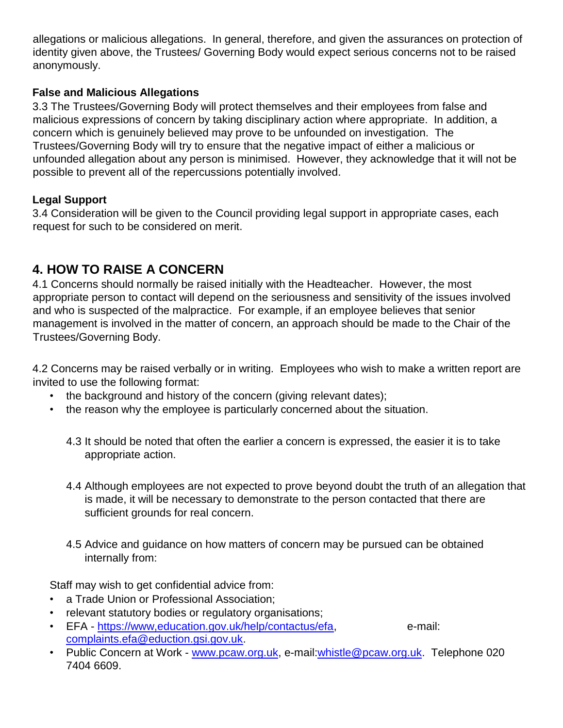allegations or malicious allegations. In general, therefore, and given the assurances on protection of identity given above, the Trustees/ Governing Body would expect serious concerns not to be raised anonymously.

**False and Malicious Allegations**

3.3 The Trustees/Governing Body will protect themselves and their employees from false and malicious expressions of concern by taking disciplinary action where appropriate. In addition, a concern which is genuinely believed may prove to be unfounded on investigation. The Trustees/Governing Body will try to ensure that the negative impact of either a malicious or unfounded allegation about any person is minimised. However, they acknowledge that it will not be possible to prevent all of the repercussions potentially involved.

**Legal Support**

3.4 Consideration will be given to the Council providing legal support in appropriate cases, each request for such to be considered on merit.

## 4. HOW TO RAISE A CONCERN

4.1 Concerns should normally be raised initially with the Headteacher. However, the most appropriate person to contact will depend on the seriousness and sensitivity of the issues involved and who is suspected of the malpractice. For example, if an employee believes that senior management is involved in the matter of concern, an approach should be made to the Chair of the Trustees/Governing Body.

4.2 Concerns may be raised verbally or in writing. Employees who wish to make a written report are invited to use the following format:

- the background and history of the concern (giving relevant dates);
- the reason why the employee is particularly concerned about the situation.

4.3 It should be noted that often the earlier a concern is expressed, the easier it is to take appropriate action.

4.4 Although employees are not expected to prove beyond doubt the truth of an allegation that is made, it will be necessary to demonstrate to the person contacted that there are sufficient grounds for real concern.

4.5 Advice and guidance on how matters of concern may be pursued can be obtained internally from:

Staff may wish to get confidential advice from:

- a Trade Union or Professional Association;
- relevant statutory bodies or regulatory organisations;
- EFA - https://www,education.gov.uk/help/contactus/efa, e-mail: complaints.efa@eduction.gsi.gov.uk.
- Public Concern at Work - www.pcaw.org.uk, e-mail:whistle@pcaw.org.uk. Telephone 020 7404 6609.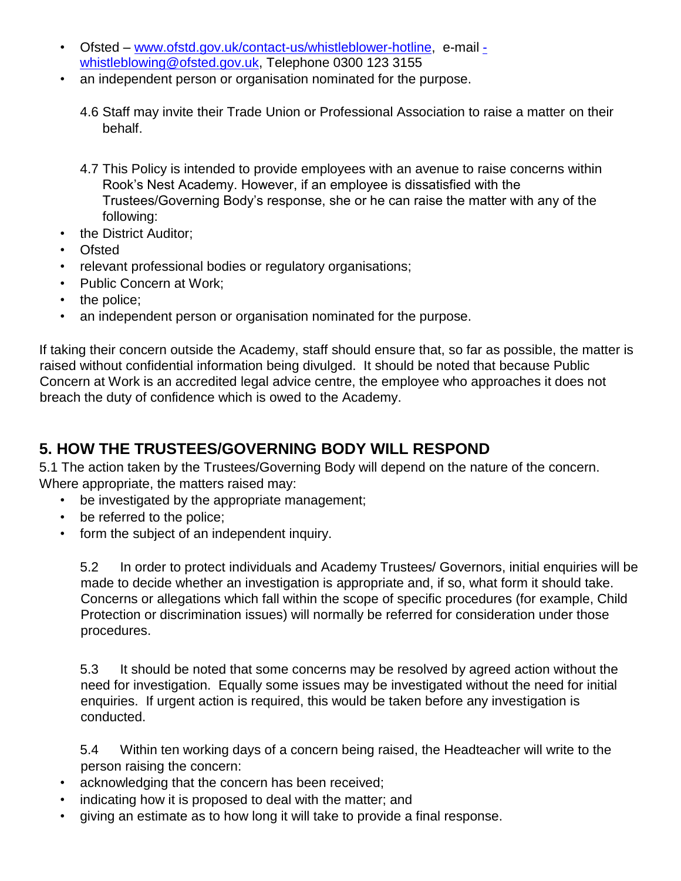- Ofsted – www.ofstd.gov.uk/contact-us/whistleblower-hotline, e-mail - whistleblowing@ofsted.gov.uk, Telephone 0300 123 3155
- an independent person or organisation nominated for the purpose.

4.6 Staff may invite their Trade Union or Professional Association to raise a matter on their behalf.

4.7 This Policy is intended to provide employees with an avenue to raise concerns within Rook's Nest Academy. However, if an employee is dissatisfied with the Trustees/Governing Body's response, she or he can raise the matter with any of the following:

- the District Auditor;
- Ofsted
- relevant professional bodies or regulatory organisations;
- Public Concern at Work;
- the police;
- an independent person or organisation nominated for the purpose.

If taking their concern outside the Academy, staff should ensure that, so far as possible, the matter is raised without confidential information being divulged. It should be noted that because Public Concern at Work is an accredited legal advice centre, the employee who approaches it does not breach the duty of confidence which is owed to the Academy.

## 5. HOW THE TRUSTEES/GOVERNING BODY WILL RESPOND

5.1 The action taken by the Trustees/Governing Body will depend on the nature of the concern. Where appropriate, the matters raised may:

- be investigated by the appropriate management;
- be referred to the police;
- form the subject of an independent inquiry.

5.2 In order to protect individuals and Academy Trustees/ Governors, initial enquiries will be made to decide whether an investigation is appropriate and, if so, what form it should take. Concerns or allegations which fall within the scope of specific procedures (for example, Child Protection or discrimination issues) will normally be referred for consideration under those procedures.

5.3 It should be noted that some concerns may be resolved by agreed action without the need for investigation. Equally some issues may be investigated without the need for initial enquiries. If urgent action is required, this would be taken before any investigation is conducted.

5.4 Within ten working days of a concern being raised, the Headteacher will write to the person raising the concern:

- acknowledging that the concern has been received;
- indicating how it is proposed to deal with the matter; and
- giving an estimate as to how long it will take to provide a final response.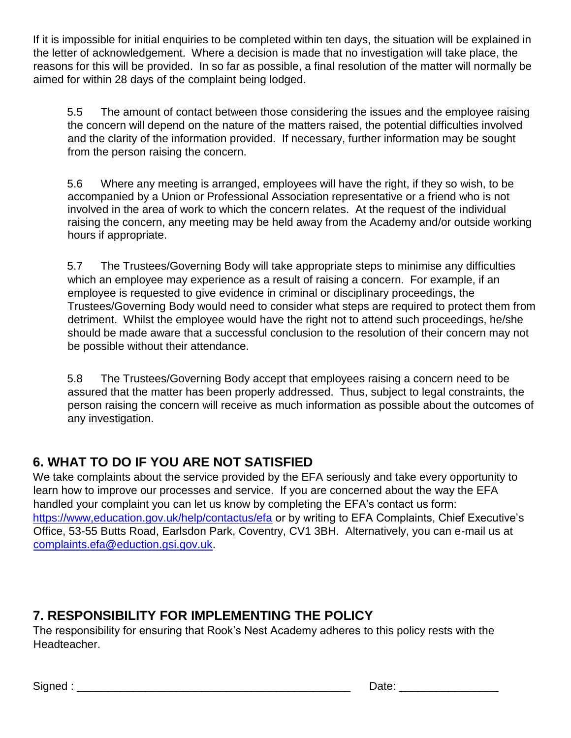If it is impossible for initial enquiries to be completed within ten days, the situation will be explained in the letter of acknowledgement. Where a decision is made that no investigation will take place, the reasons for this will be provided. In so far as possible, a final resolution of the matter will normally be aimed for within 28 days of the complaint being lodged.

5.5 The amount of contact between those considering the issues and the employee raising the concern will depend on the nature of the matters raised, the potential difficulties involved and the clarity of the information provided. If necessary, further information may be sought from the person raising the concern.

5.6 Where any meeting is arranged, employees will have the right, if they so wish, to be accompanied by a Union or Professional Association representative or a friend who is not involved in the area of work to which the concern relates. At the request of the individual raising the concern, any meeting may be held away from the Academy and/or outside working hours if appropriate.

5.7 The Trustees/Governing Body will take appropriate steps to minimise any difficulties which an employee may experience as a result of raising a concern. For example, if an employee is requested to give evidence in criminal or disciplinary proceedings, the Trustees/Governing Body would need to consider what steps are required to protect them from detriment. Whilst the employee would have the right not to attend such proceedings, he/she should be made aware that a successful conclusion to the resolution of their concern may not be possible without their attendance.

5.8 The Trustees/Governing Body accept that employees raising a concern need to be assured that the matter has been properly addressed. Thus, subject to legal constraints, the person raising the concern will receive as much information as possible about the outcomes of any investigation.

## 6. WHAT TO DO IF YOU ARE NOT SATISFIED

We take complaints about the service provided by the EFA seriously and take every opportunity to learn how to improve our processes and service. If you are concerned about the way the EFA handled your complaint you can let us know by completing the EFA's contact us form: https://www,education.gov.uk/help/contactus/efa or by writing to EFA Complaints, Chief Executive's Office, 53-55 Butts Road, Earlsdon Park, Coventry, CV1 3BH. Alternatively, you can e-mail us at complaints.efa@eduction.gsi.gov.uk.

## 7. RESPONSIBILITY FOR IMPLEMENTING THE POLICY

The responsibility for ensuring that Rook's Nest Academy adheres to this policy rests with the Headteacher.

Signed : ____________________________________________ Date: ________________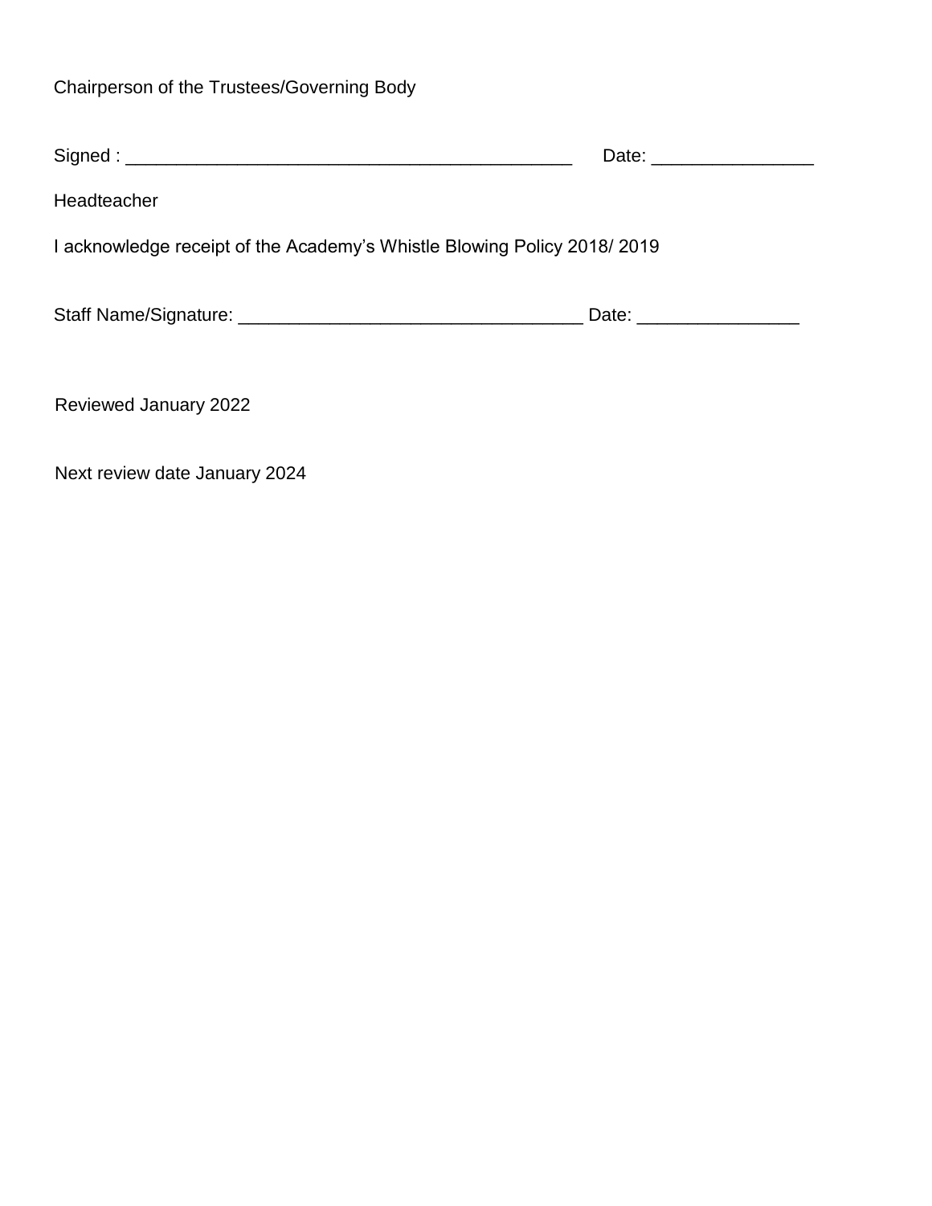Chairperson of the Trustees/Governing Body

Signed : _____________________________________________ Date: ________________

Headteacher

I acknowledge receipt of the Academy's Whistle Blowing Policy 2018/ 2019

Staff Name/Signature: __________________________________ Date: ________________

Reviewed January 2022

Next review date January 2024